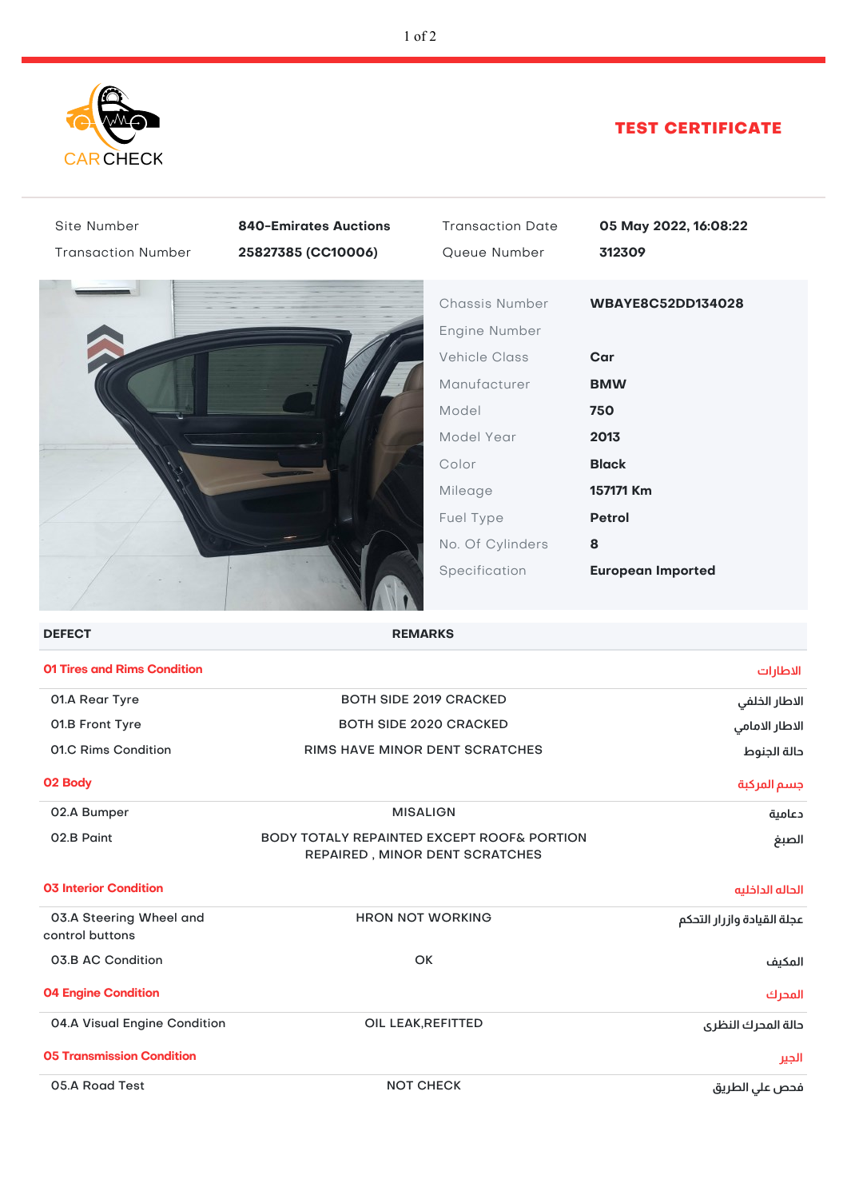CAR CHECK

# TEST CERTIFICATE

| | | | |
|---|---|---|---|
| Site Number | **840-Emirates Auctions** | Transaction Date | **05 May 2022, 16:08:22** |
| Transaction Number | **25827385 (CC10006)** | Queue Number | **312309** |

| | |
|---|---|
| Chassis Number | **WBAYE8C52DD134028** |
| Engine Number | |
| Vehicle Class | **Car** |
| Manufacturer | **BMW** |
| Model | **750** |
| Model Year | **2013** |
| Color | **Black** |
| Mileage | **157171 Km** |
| Fuel Type | **Petrol** |
| No. Of Cylinders | **8** |
| Specification | **European Imported** |

| DEFECT | REMARKS | |
|---|---|---|
| **01 Tires and Rims Condition** | | **الاطارات** |
| 01.A Rear Tyre | BOTH SIDE 2019 CRACKED | الاطار الخلفي |
| 01.B Front Tyre | BOTH SIDE 2020 CRACKED | الاطار الامامي |
| 01.C Rims Condition | RIMS HAVE MINOR DENT SCRATCHES | حالة الجنوط |
| **02 Body** | | **جسم المركبة** |
| 02.A Bumper | MISALIGN | دعامية |
| 02.B Paint | BODY TOTALY REPAINTED EXCEPT ROOF& PORTION REPAIRED , MINOR DENT SCRATCHES | الصبغ |
| **03 Interior Condition** | | **الحاله الداخليه** |
| 03.A Steering Wheel and control buttons | HRON NOT WORKING | عجلة القيادة وازرار التحكم |
| 03.B AC Condition | OK | المكيف |
| **04 Engine Condition** | | **المحرك** |
| 04.A Visual Engine Condition | OIL LEAK,REFITTED | حالة المحرك النظرى |
| **05 Transmission Condition** | | **الجير** |
| 05.A Road Test | NOT CHECK | فحص علي الطريق |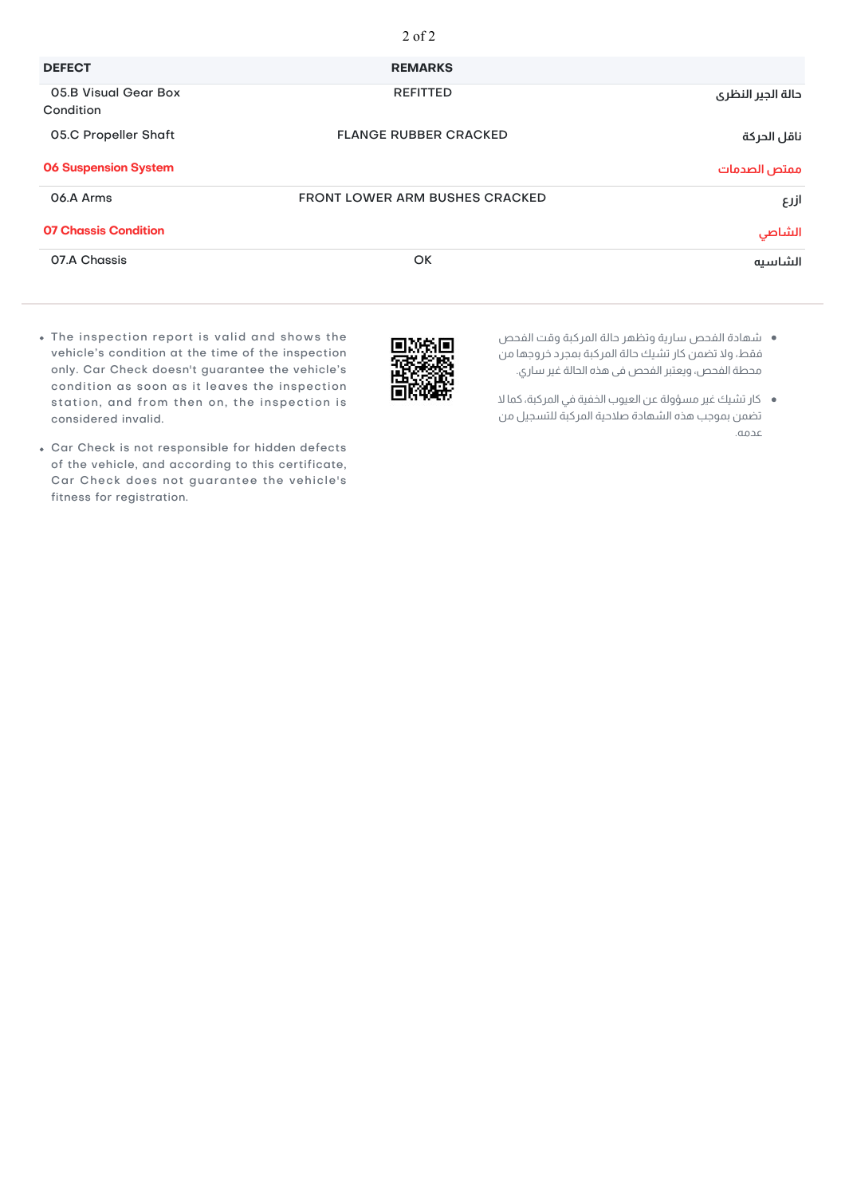| DEFECT | REMARKS | |
|---|---|---|
| 05.B Visual Gear Box Condition | REFITTED | حالة الجير النظرى |
| 05.C Propeller Shaft | FLANGE RUBBER CRACKED | ناقل الحركة |
| **06 Suspension System** | | **ممتص الصدمات** |
| 06.A Arms | FRONT LOWER ARM BUSHES CRACKED | ازرع |
| **07 Chassis Condition** | | **الشاصي** |
| 07.A Chassis | OK | الشاسيه |

- The inspection report is valid and shows the vehicle's condition at the time of the inspection only. Car Check doesn't guarantee the vehicle's condition as soon as it leaves the inspection station, and from then on, the inspection is considered invalid.
- Car Check is not responsible for hidden defects of the vehicle, and according to this certificate, Car Check does not guarantee the vehicle's fitness for registration.

- شهادة الفحص سارية وتظهر حالة المركبة وقت الفحص فقط، ولا تضمن كار تشيك حالة المركبة بمجرد خروجها من محطة الفحص، ويعتبر الفحص فى هذه الحالة غير ساري.
- كار تشيك غير مسؤولة عن العيوب الخفية في المركبة، كما لا تضمن بموجب هذه الشهادة صلاحية المركبة للتسجيل من عدمه.